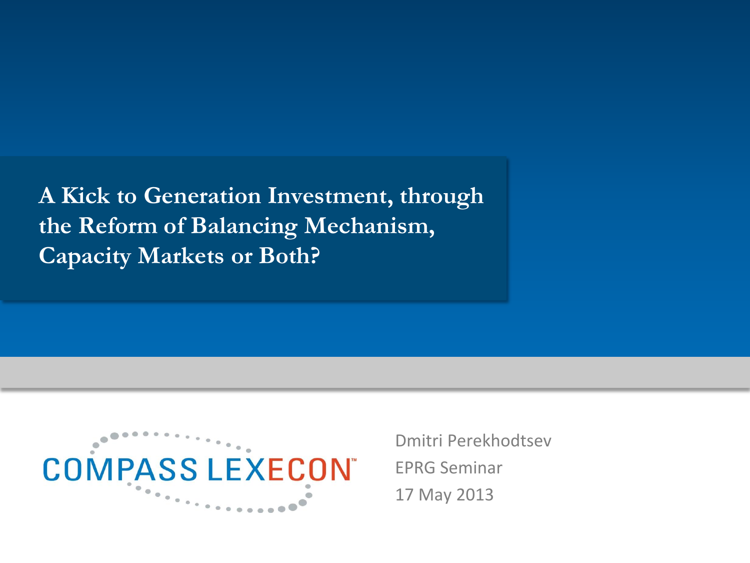# A Kick to Generation Investment, through the Reform of Balancing Mechanism, Capacity Markets or Both?

COMPASS LEXECON

Dmitri Perekhodtsev
EPRG Seminar
17 May 2013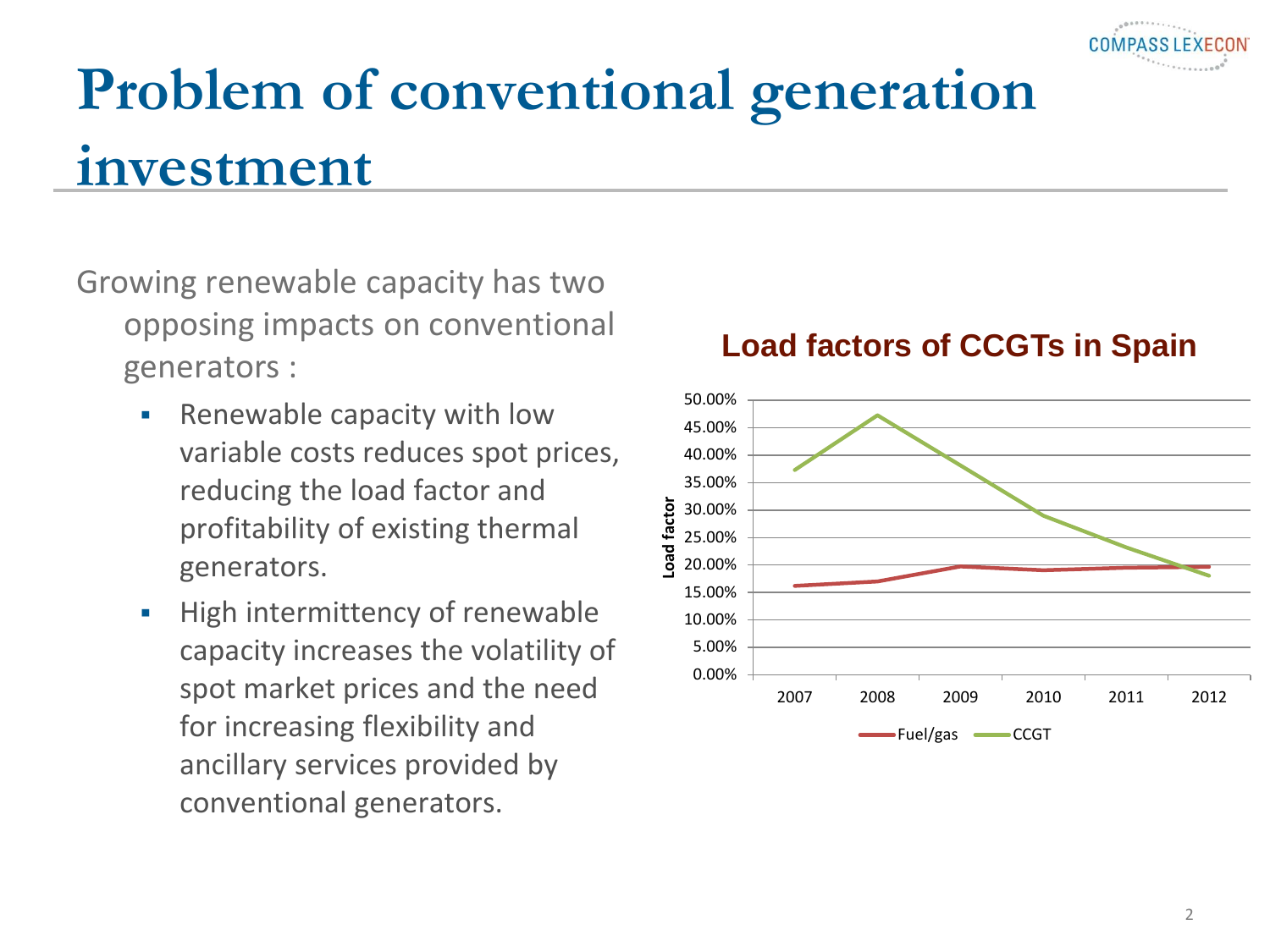# Problem of conventional generation investment

Growing renewable capacity has two opposing impacts on conventional generators :

- Renewable capacity with low variable costs reduces spot prices, reducing the load factor and profitability of existing thermal generators.
- High intermittency of renewable capacity increases the volatility of spot market prices and the need for increasing flexibility and ancillary services provided by conventional generators.

**Load factors of CCGTs in Spain**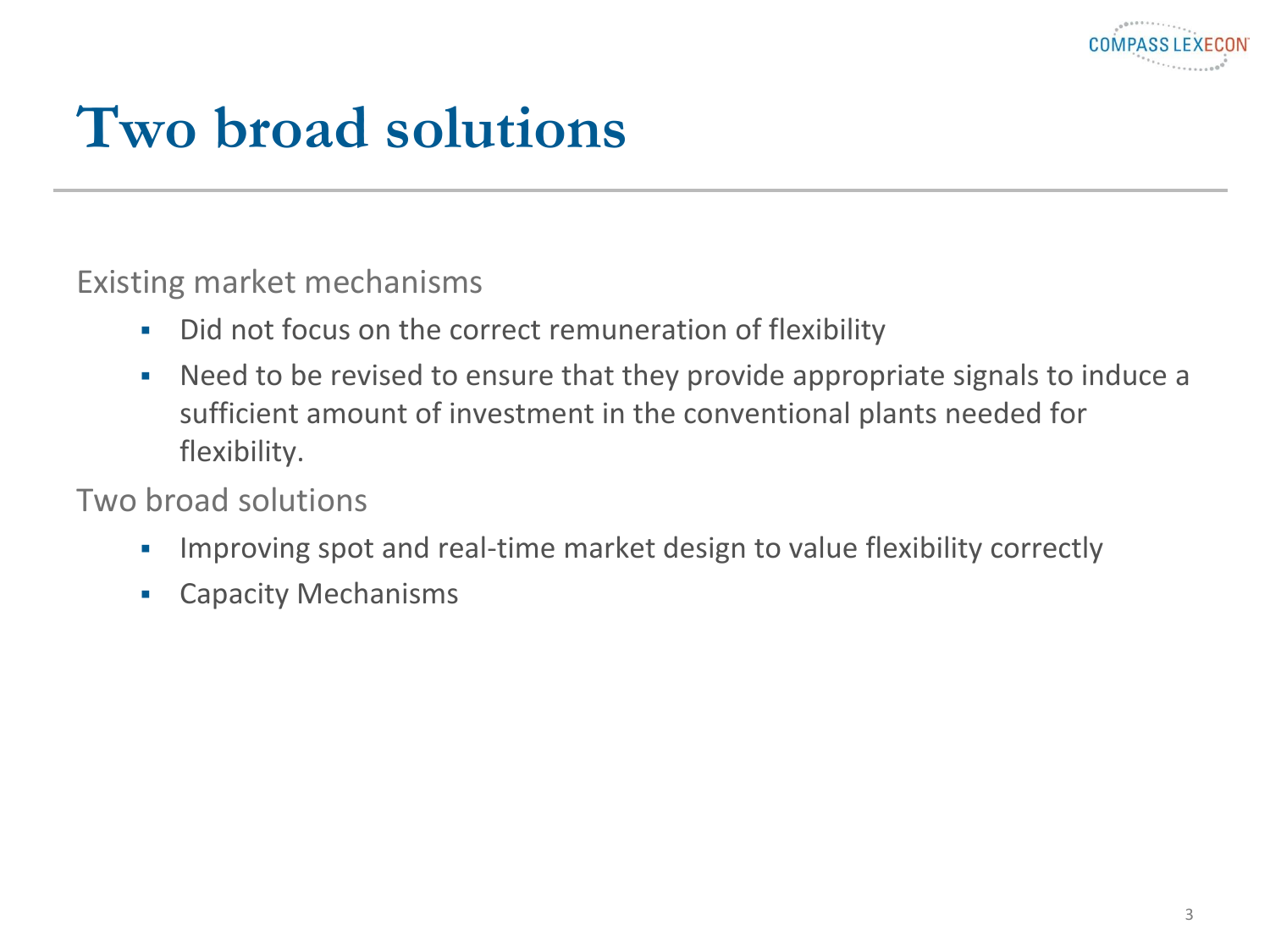# Two broad solutions

Existing market mechanisms

- Did not focus on the correct remuneration of flexibility
- Need to be revised to ensure that they provide appropriate signals to induce a sufficient amount of investment in the conventional plants needed for flexibility.

Two broad solutions

- Improving spot and real-time market design to value flexibility correctly
- Capacity Mechanisms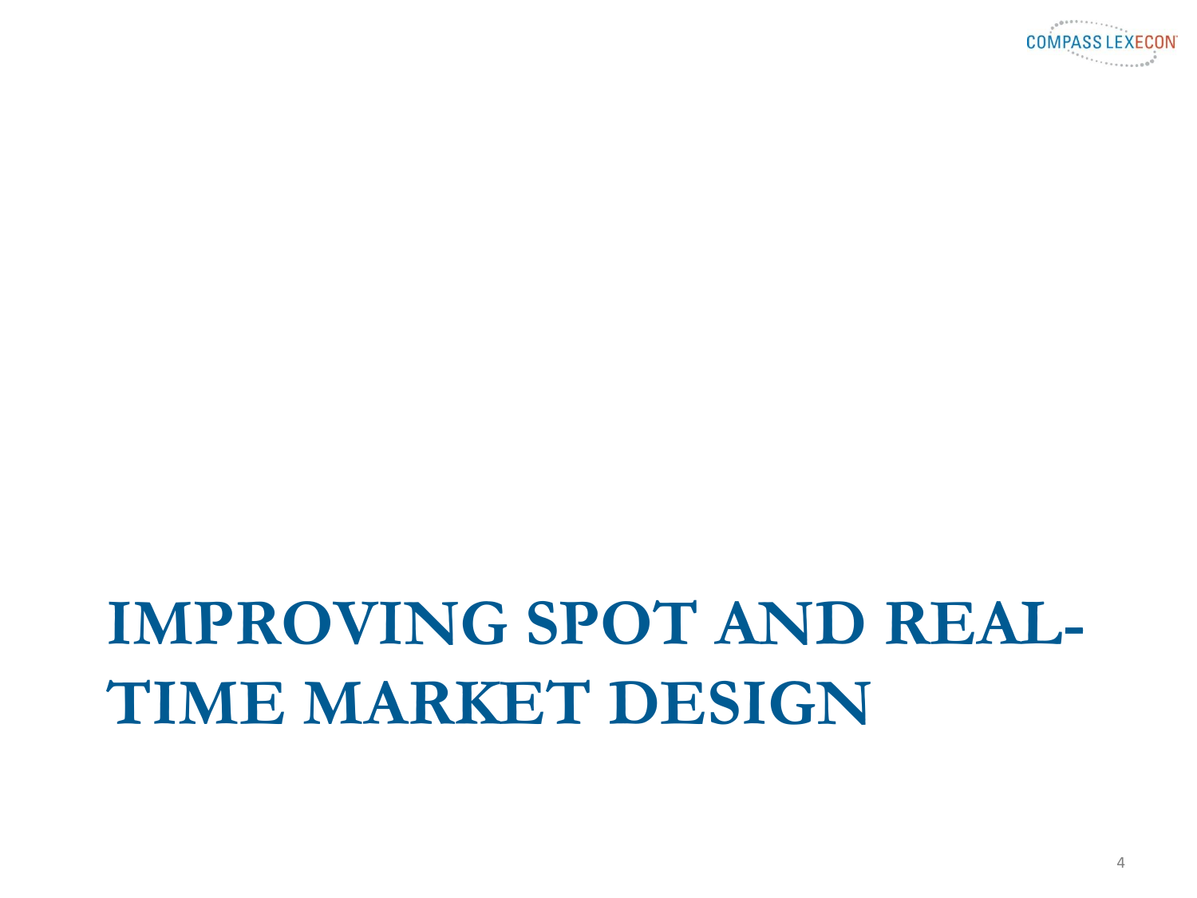# IMPROVING SPOT AND REAL-TIME MARKET DESIGN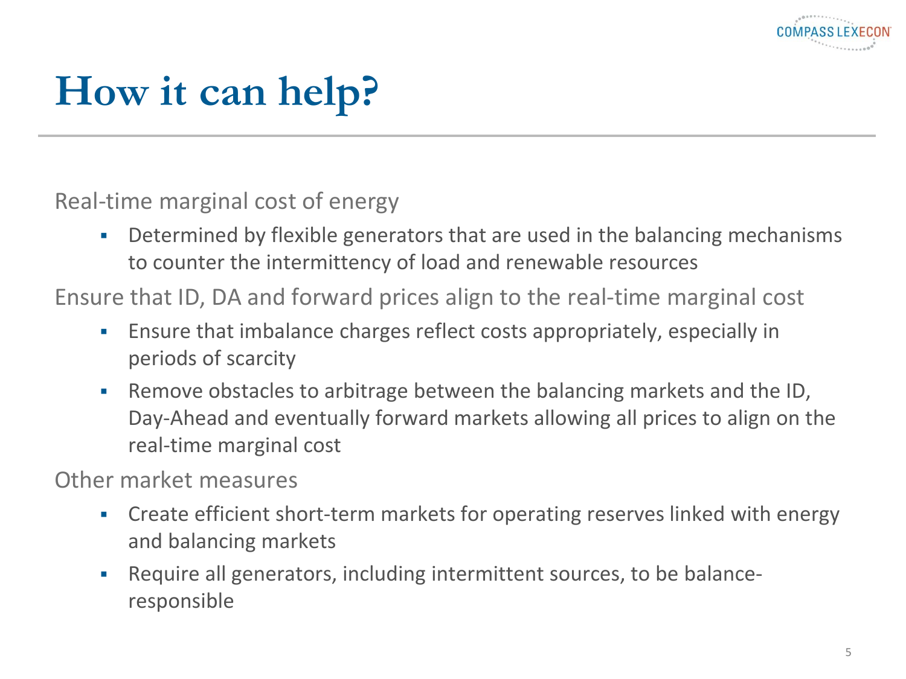# How it can help?

Real-time marginal cost of energy

- Determined by flexible generators that are used in the balancing mechanisms to counter the intermittency of load and renewable resources

Ensure that ID, DA and forward prices align to the real-time marginal cost

- Ensure that imbalance charges reflect costs appropriately, especially in periods of scarcity
- Remove obstacles to arbitrage between the balancing markets and the ID, Day-Ahead and eventually forward markets allowing all prices to align on the real-time marginal cost

Other market measures

- Create efficient short-term markets for operating reserves linked with energy and balancing markets
- Require all generators, including intermittent sources, to be balance-responsible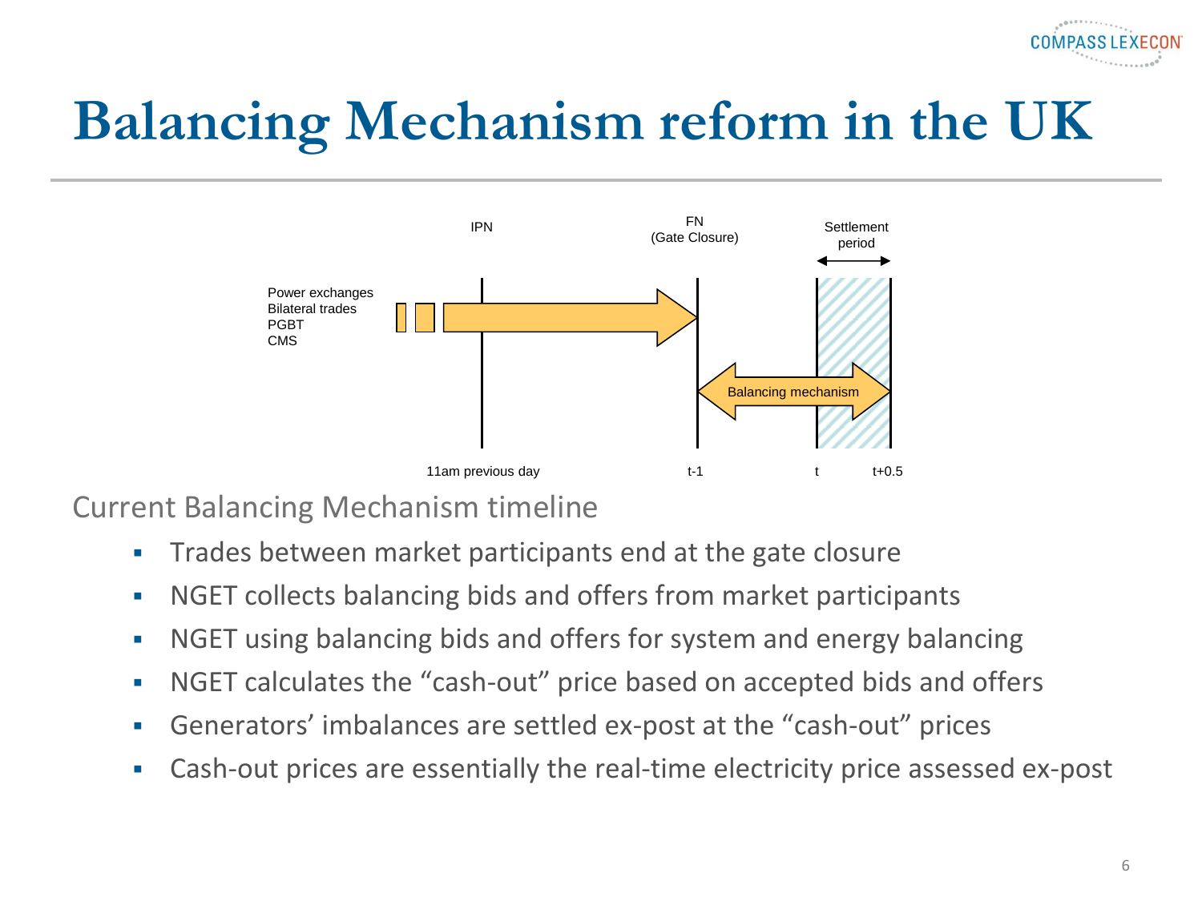# Balancing Mechanism reform in the UK

IPN

FN
(Gate Closure)

Settlement
period

Power exchanges
Bilateral trades
PGBT
CMS

Balancing mechanism

11am previous day

t-1

t

t+0.5

Current Balancing Mechanism timeline

- Trades between market participants end at the gate closure
- NGET collects balancing bids and offers from market participants
- NGET using balancing bids and offers for system and energy balancing
- NGET calculates the "cash-out" price based on accepted bids and offers
- Generators' imbalances are settled ex-post at the "cash-out" prices
- Cash-out prices are essentially the real-time electricity price assessed ex-post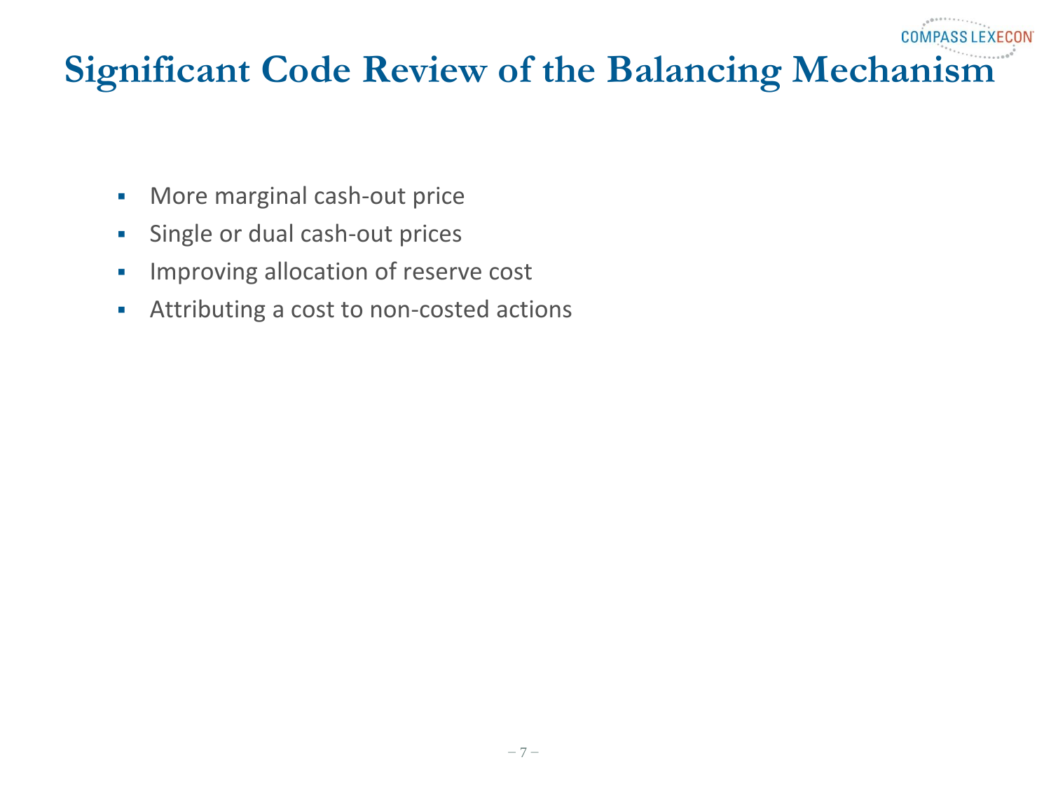# Significant Code Review of the Balancing Mechanism

- More marginal cash-out price
- Single or dual cash-out prices
- Improving allocation of reserve cost
- Attributing a cost to non-costed actions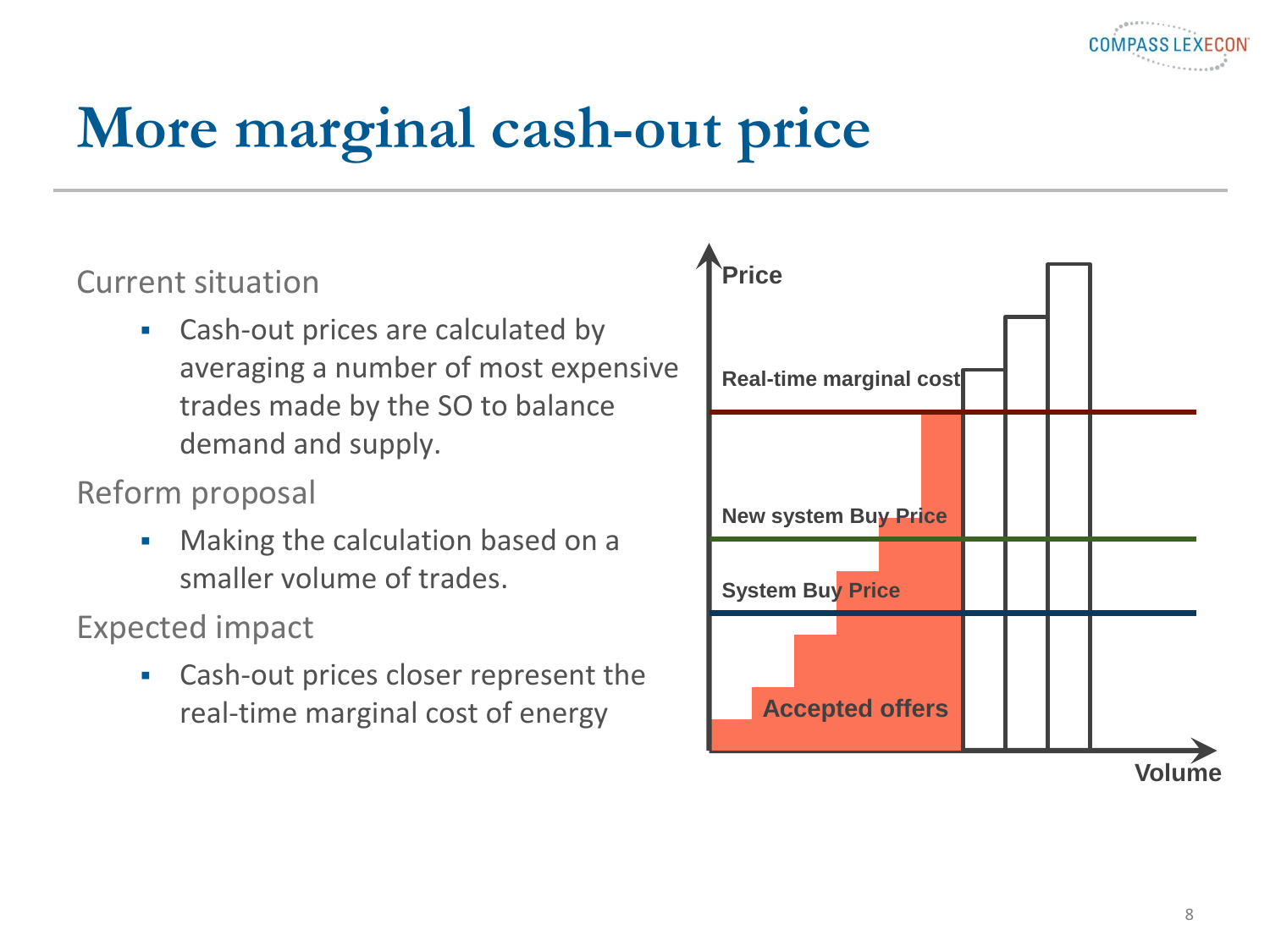# More marginal cash-out price

Current situation

- Cash-out prices are calculated by averaging a number of most expensive trades made by the SO to balance demand and supply.

Reform proposal

- Making the calculation based on a smaller volume of trades.

Expected impact

- Cash-out prices closer represent the real-time marginal cost of energy

Price

Real-time marginal cost

New system Buy Price

System Buy Price

Accepted offers

Volume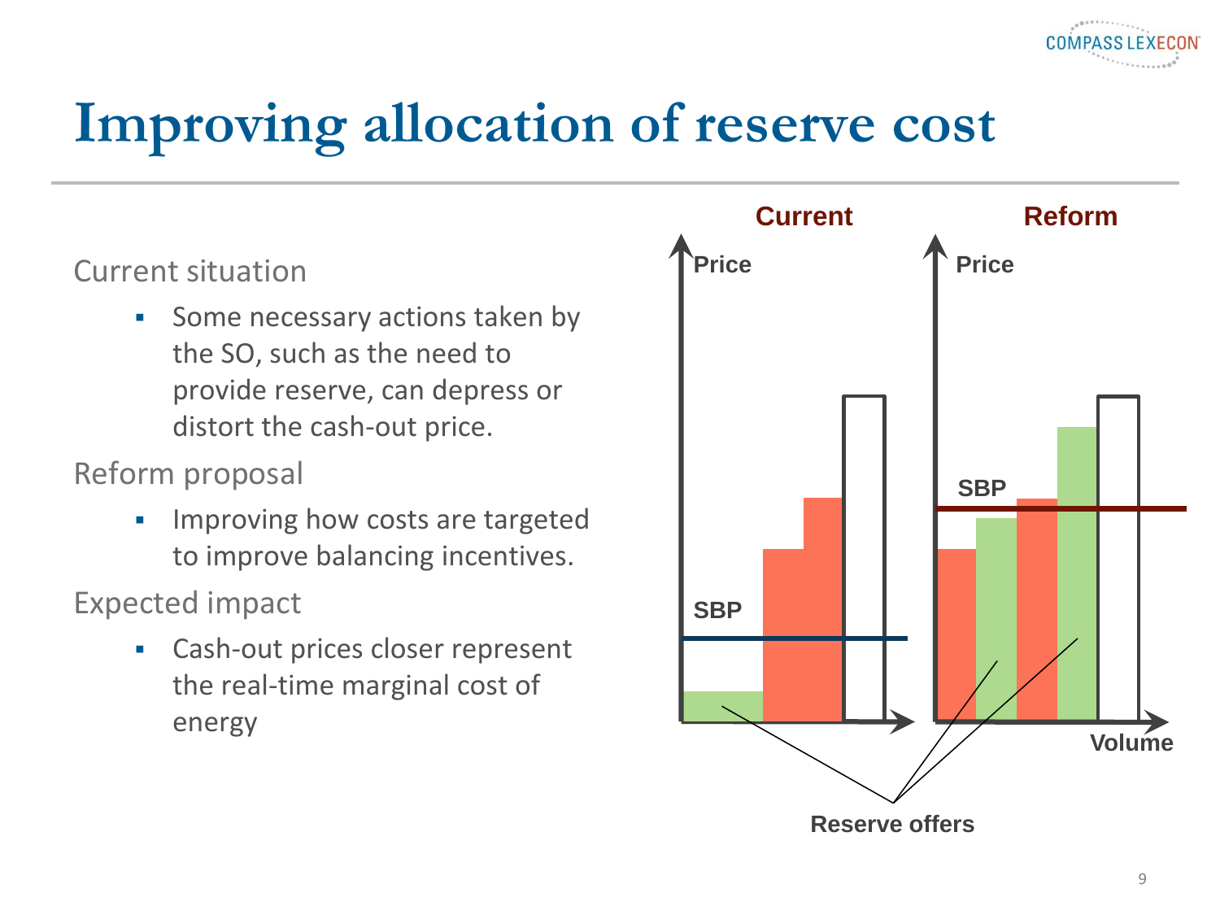# Improving allocation of reserve cost

Current situation

- Some necessary actions taken by the SO, such as the need to provide reserve, can depress or distort the cash-out price.

Reform proposal

- Improving how costs are targeted to improve balancing incentives.

Expected impact

- Cash-out prices closer represent the real-time marginal cost of energy

Current

Reform

Price

Price

SBP

SBP

Volume

Reserve offers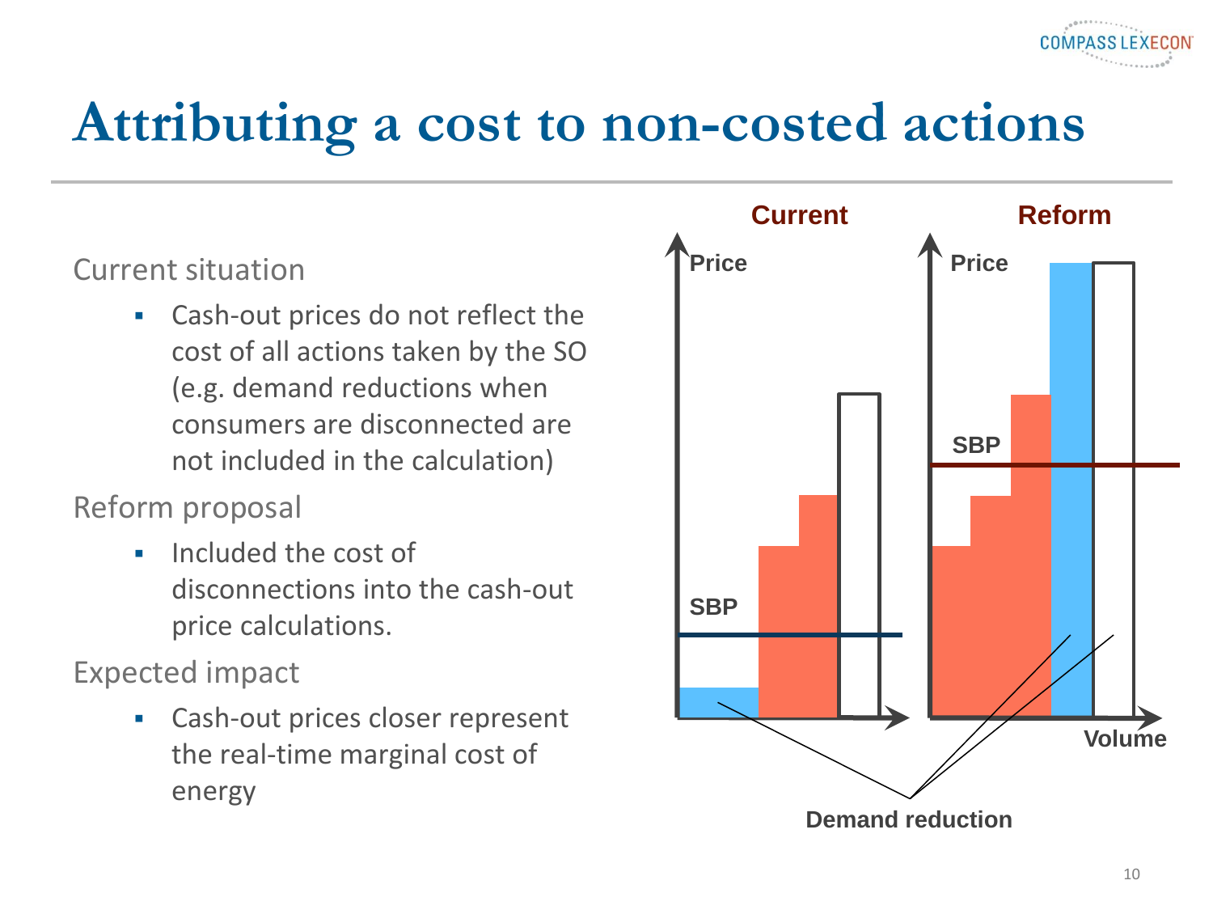# Attributing a cost to non-costed actions

Current situation

- Cash-out prices do not reflect the cost of all actions taken by the SO (e.g. demand reductions when consumers are disconnected are not included in the calculation)

Reform proposal

- Included the cost of disconnections into the cash-out price calculations.

Expected impact

- Cash-out prices closer represent the real-time marginal cost of energy

Current | Reform

Price | Price

SBP | SBP

Volume

Demand reduction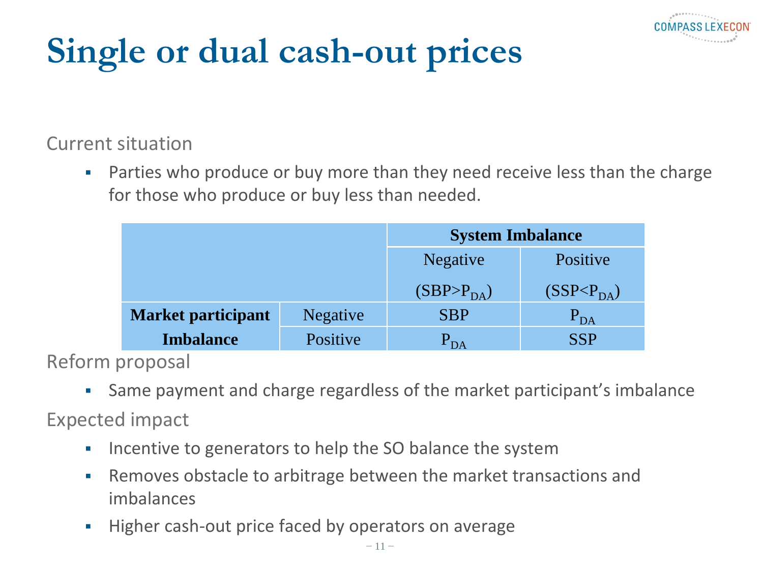# Single or dual cash-out prices

Current situation

- Parties who produce or buy more than they need receive less than the charge for those who produce or buy less than needed.

| | | System Imbalance | |
|---|---|---|---|
| | | Negative ($SBP>P_{DA}$) | Positive ($SSP<P_{DA}$) |
| **Market participant Imbalance** | Negative | SBP | $P_{DA}$ |
| | Positive | $P_{DA}$ | SSP |

Reform proposal

- Same payment and charge regardless of the market participant's imbalance

Expected impact

- Incentive to generators to help the SO balance the system
- Removes obstacle to arbitrage between the market transactions and imbalances
- Higher cash-out price faced by operators on average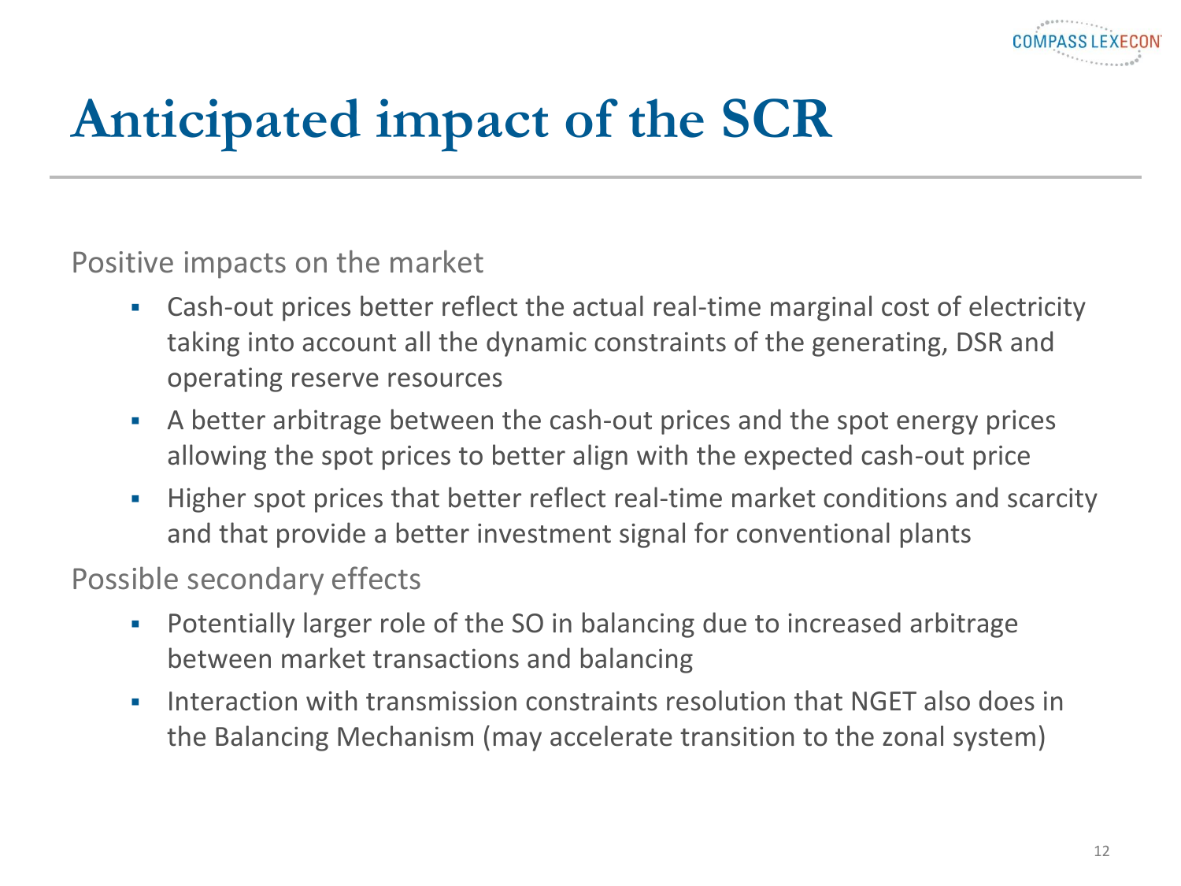# Anticipated impact of the SCR

Positive impacts on the market

- Cash-out prices better reflect the actual real-time marginal cost of electricity taking into account all the dynamic constraints of the generating, DSR and operating reserve resources
- A better arbitrage between the cash-out prices and the spot energy prices allowing the spot prices to better align with the expected cash-out price
- Higher spot prices that better reflect real-time market conditions and scarcity and that provide a better investment signal for conventional plants

Possible secondary effects

- Potentially larger role of the SO in balancing due to increased arbitrage between market transactions and balancing
- Interaction with transmission constraints resolution that NGET also does in the Balancing Mechanism (may accelerate transition to the zonal system)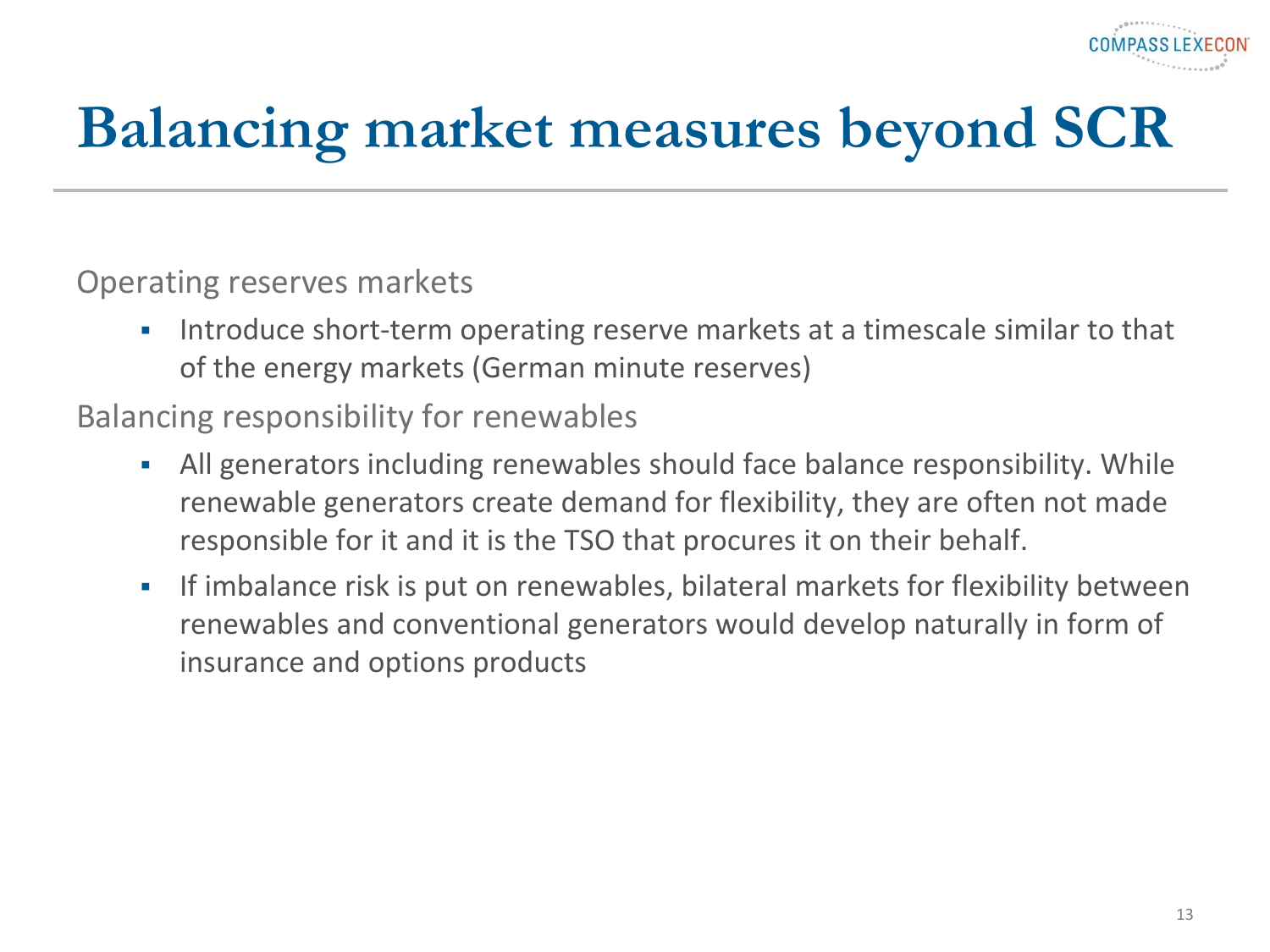# Balancing market measures beyond SCR

Operating reserves markets

- Introduce short-term operating reserve markets at a timescale similar to that of the energy markets (German minute reserves)

Balancing responsibility for renewables

- All generators including renewables should face balance responsibility. While renewable generators create demand for flexibility, they are often not made responsible for it and it is the TSO that procures it on their behalf.
- If imbalance risk is put on renewables, bilateral markets for flexibility between renewables and conventional generators would develop naturally in form of insurance and options products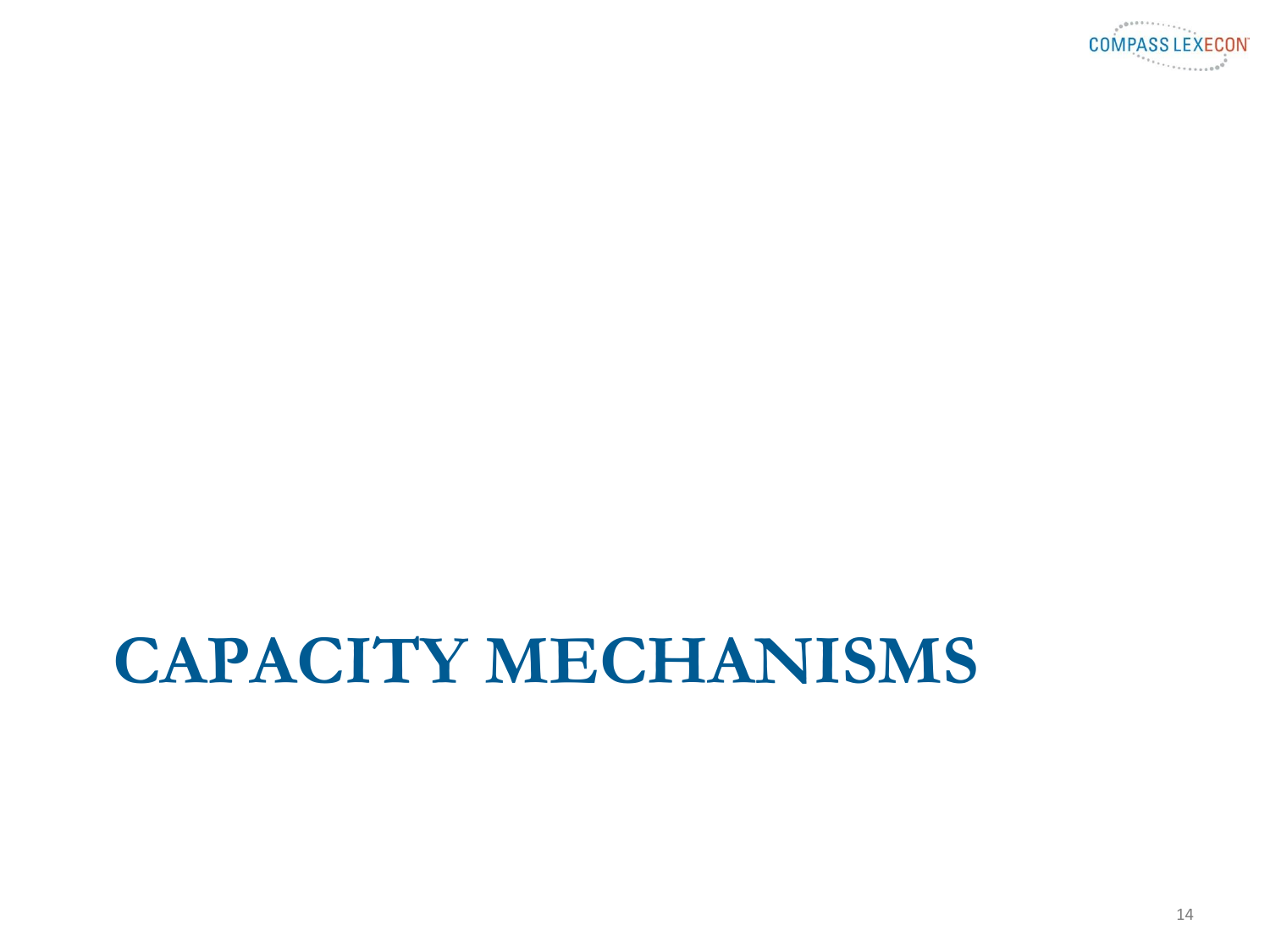# CAPACITY MECHANISMS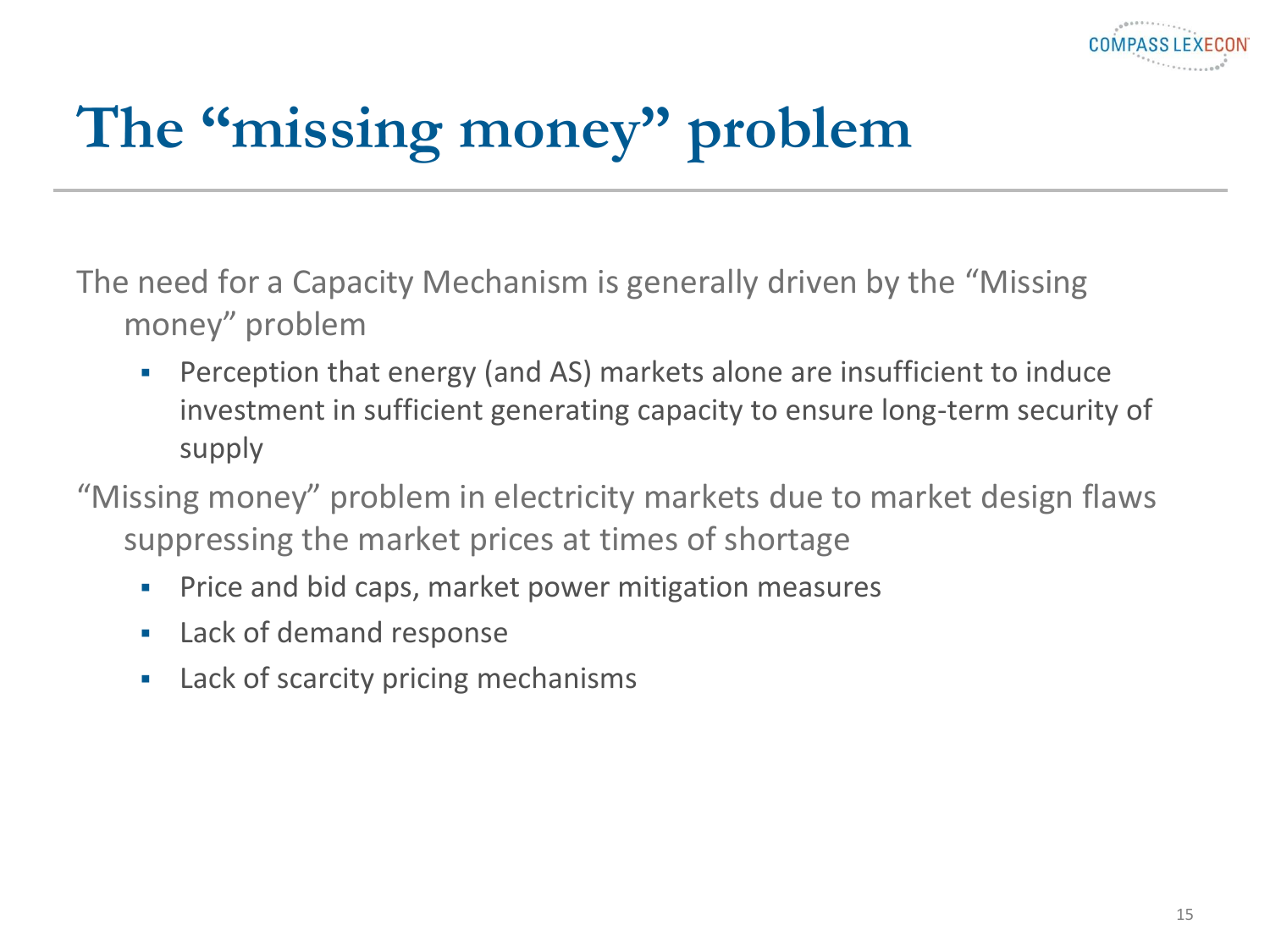# The "missing money" problem

The need for a Capacity Mechanism is generally driven by the "Missing money" problem

- Perception that energy (and AS) markets alone are insufficient to induce investment in sufficient generating capacity to ensure long-term security of supply

"Missing money" problem in electricity markets due to market design flaws suppressing the market prices at times of shortage

- Price and bid caps, market power mitigation measures
- Lack of demand response
- Lack of scarcity pricing mechanisms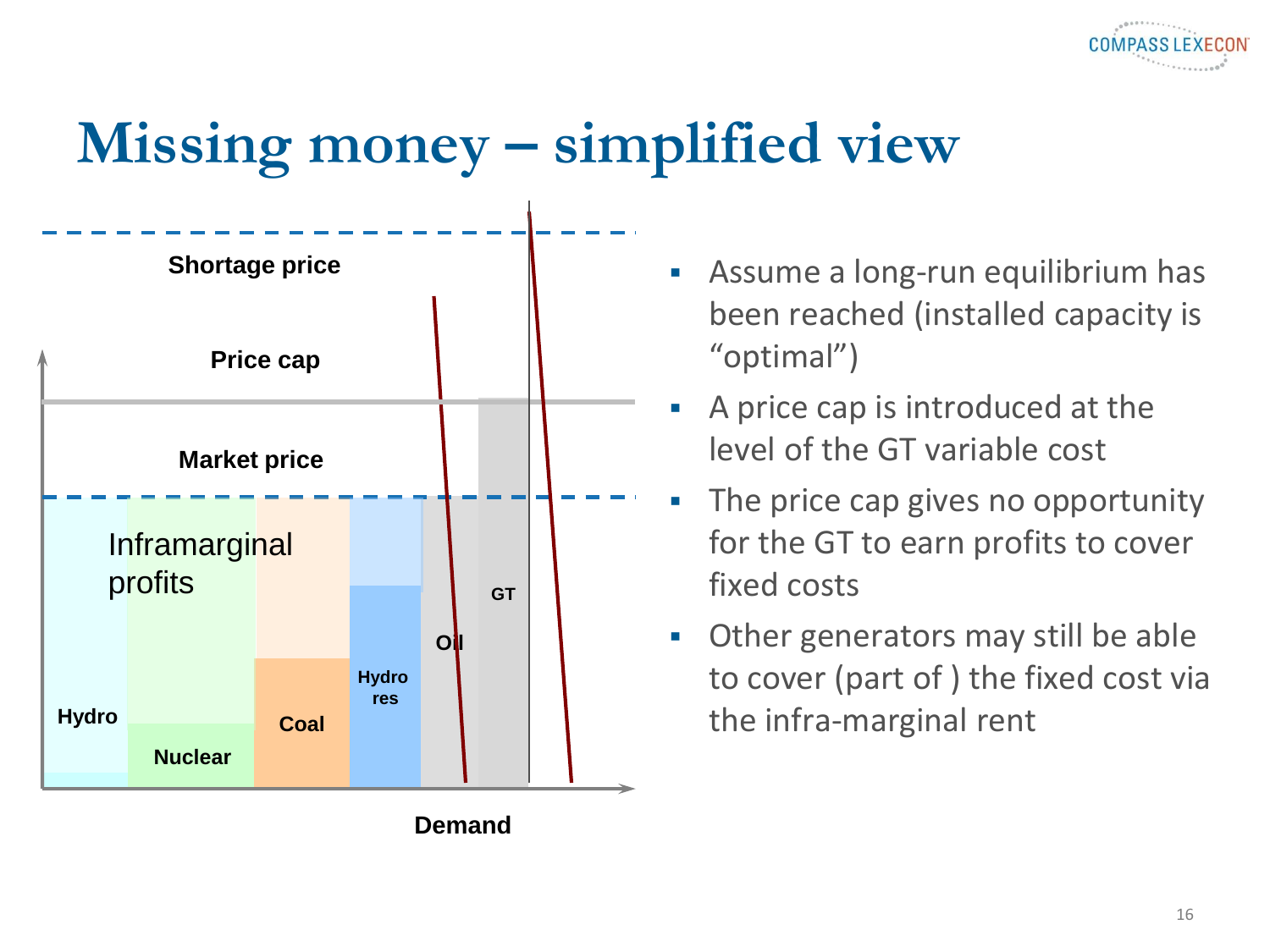# Missing money – simplified view

Shortage price

Price cap

Market price

Inframarginal profits

Hydro

Nuclear

Coal

Hydro res

Oil

GT

Demand

- Assume a long-run equilibrium has been reached (installed capacity is “optimal”)
- A price cap is introduced at the level of the GT variable cost
- The price cap gives no opportunity for the GT to earn profits to cover fixed costs
- Other generators may still be able to cover (part of ) the fixed cost via the infra-marginal rent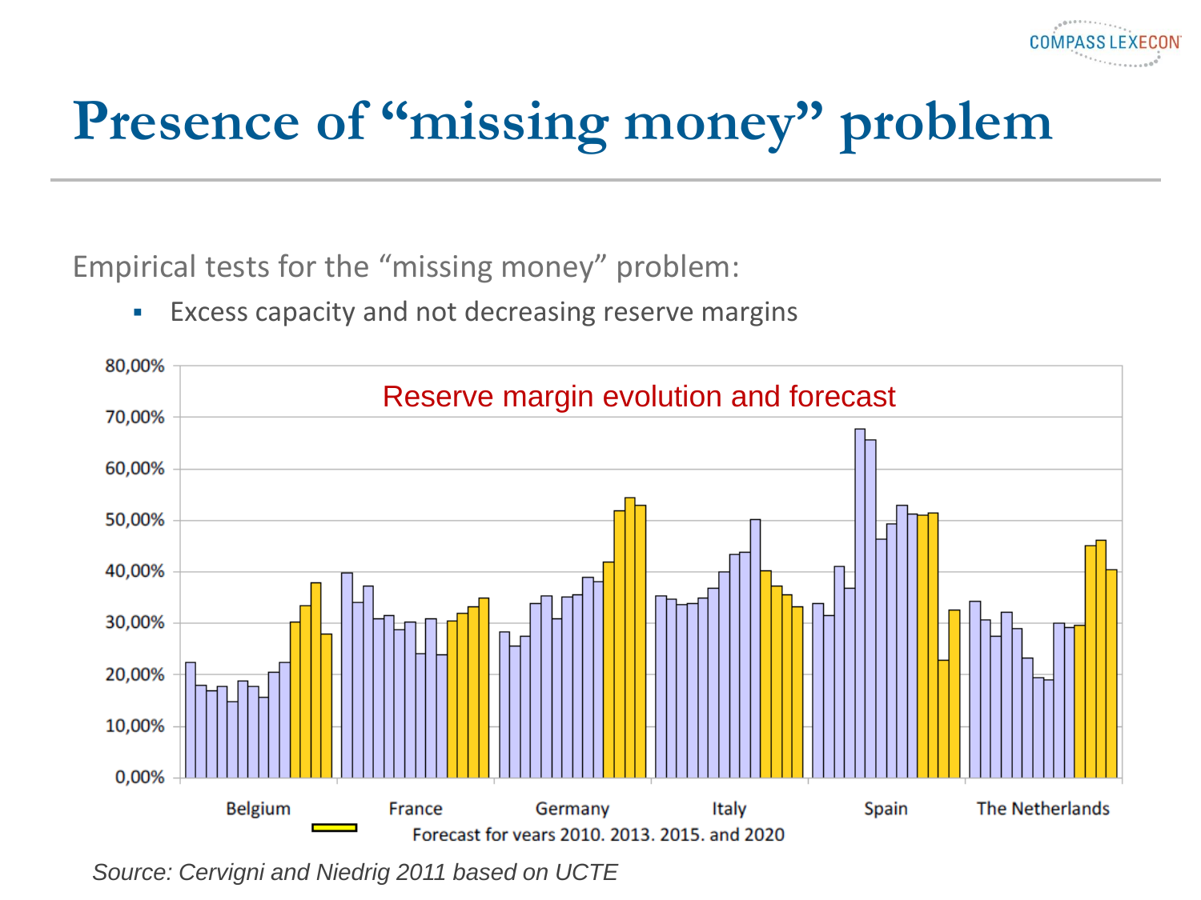# Presence of "missing money" problem

Empirical tests for the "missing money" problem:

- Excess capacity and not decreasing reserve margins

Reserve margin evolution and forecast

Forecast for years 2010, 2013, 2015, and 2020

*Source: Cervigni and Niedrig 2011 based on UCTE*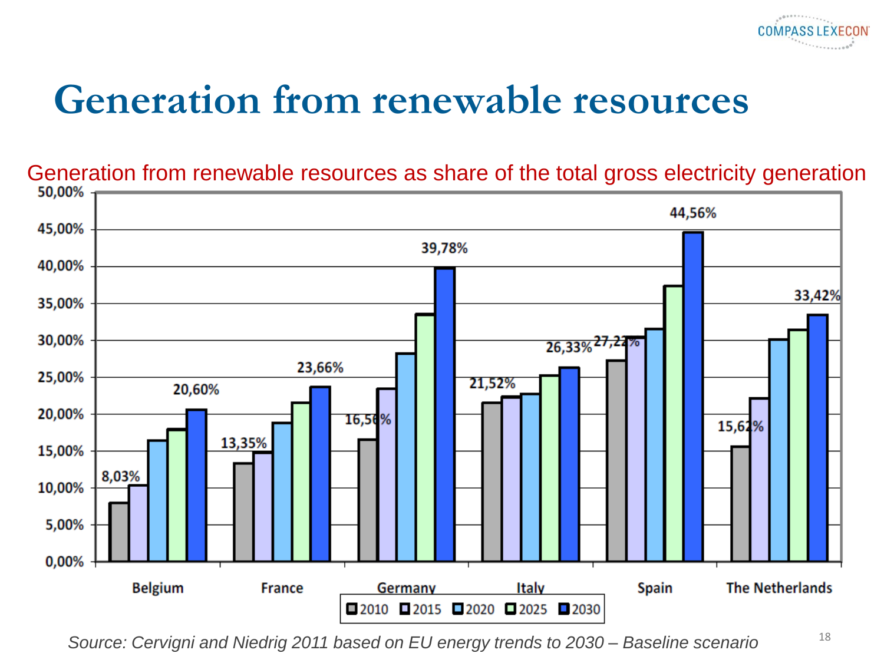# Generation from renewable resources

Generation from renewable resources as share of the total gross electricity generation

| Country | 2010 | 2030 |
|---|---|---|
| Belgium | 8,03% | 20,60% |
| France | 13,35% | 23,66% |
| Germany | 16,56% | 39,78% |
| Italy | 21,52% | 26,33% |
| Spain | 27,22% | 44,56% |
| The Netherlands | 15,62% | 33,42% |

Legend: 2010, 2015, 2020, 2025, 2030

*Source: Cervigni and Niedrig 2011 based on EU energy trends to 2030 – Baseline scenario*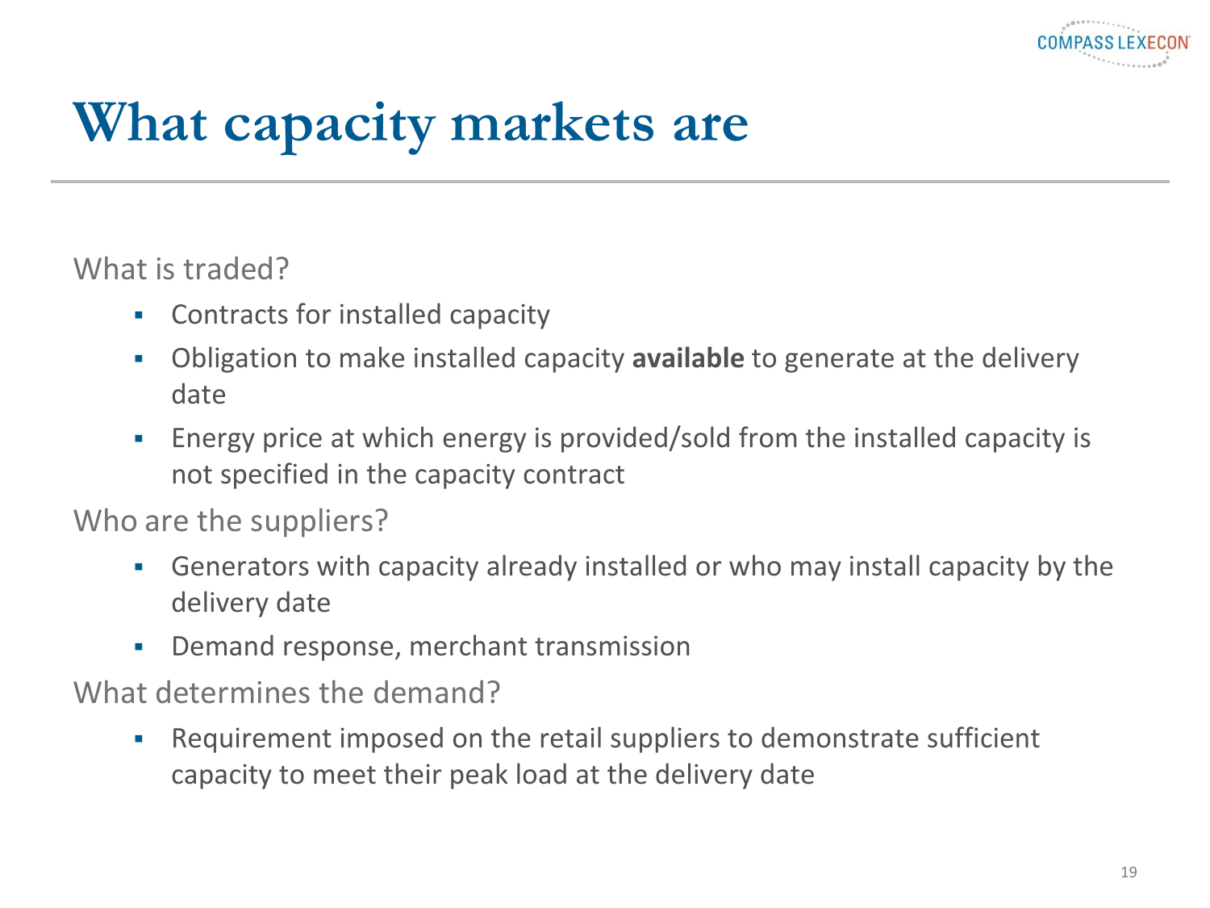# What capacity markets are

What is traded?

- Contracts for installed capacity
- Obligation to make installed capacity **available** to generate at the delivery date
- Energy price at which energy is provided/sold from the installed capacity is not specified in the capacity contract

Who are the suppliers?

- Generators with capacity already installed or who may install capacity by the delivery date
- Demand response, merchant transmission

What determines the demand?

- Requirement imposed on the retail suppliers to demonstrate sufficient capacity to meet their peak load at the delivery date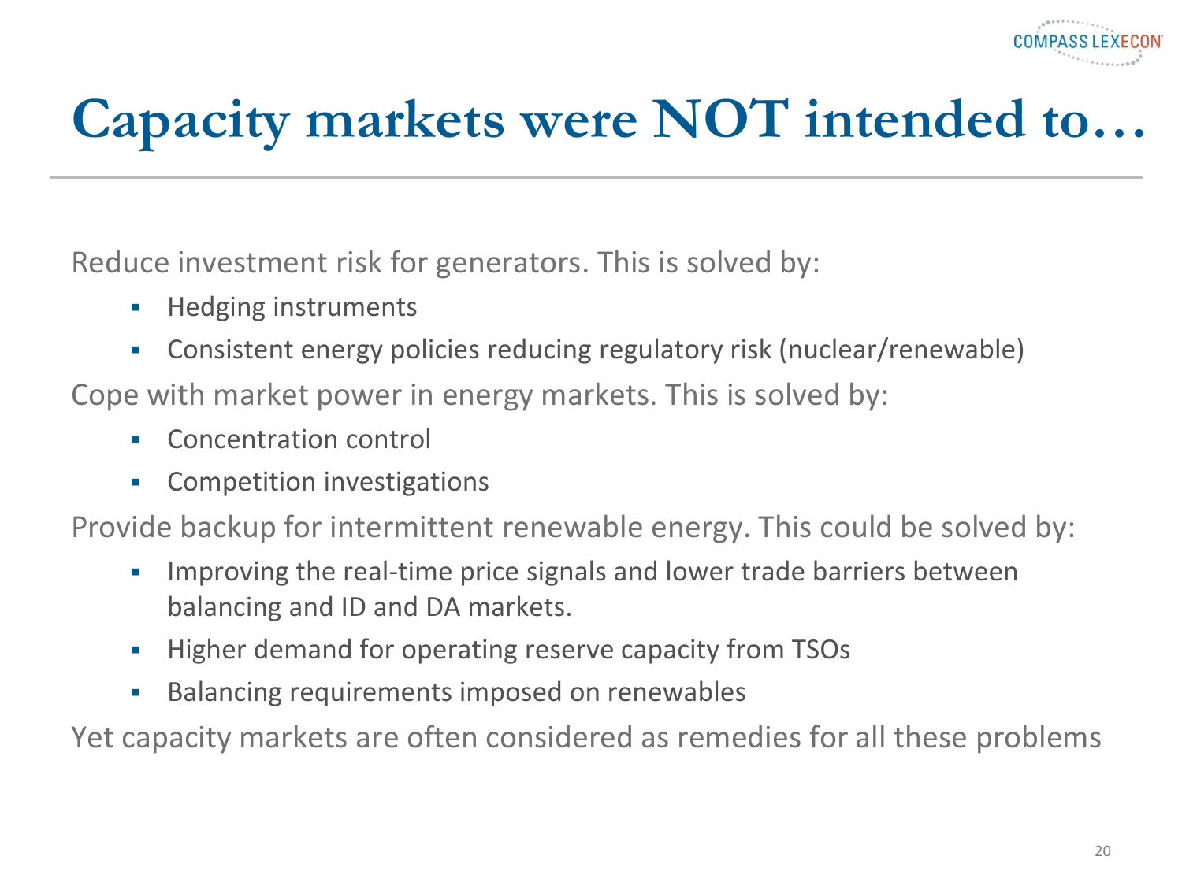# Capacity markets were NOT intended to…

Reduce investment risk for generators. This is solved by:

- Hedging instruments
- Consistent energy policies reducing regulatory risk (nuclear/renewable)

Cope with market power in energy markets. This is solved by:

- Concentration control
- Competition investigations

Provide backup for intermittent renewable energy. This could be solved by:

- Improving the real-time price signals and lower trade barriers between balancing and ID and DA markets.
- Higher demand for operating reserve capacity from TSOs
- Balancing requirements imposed on renewables

Yet capacity markets are often considered as remedies for all these problems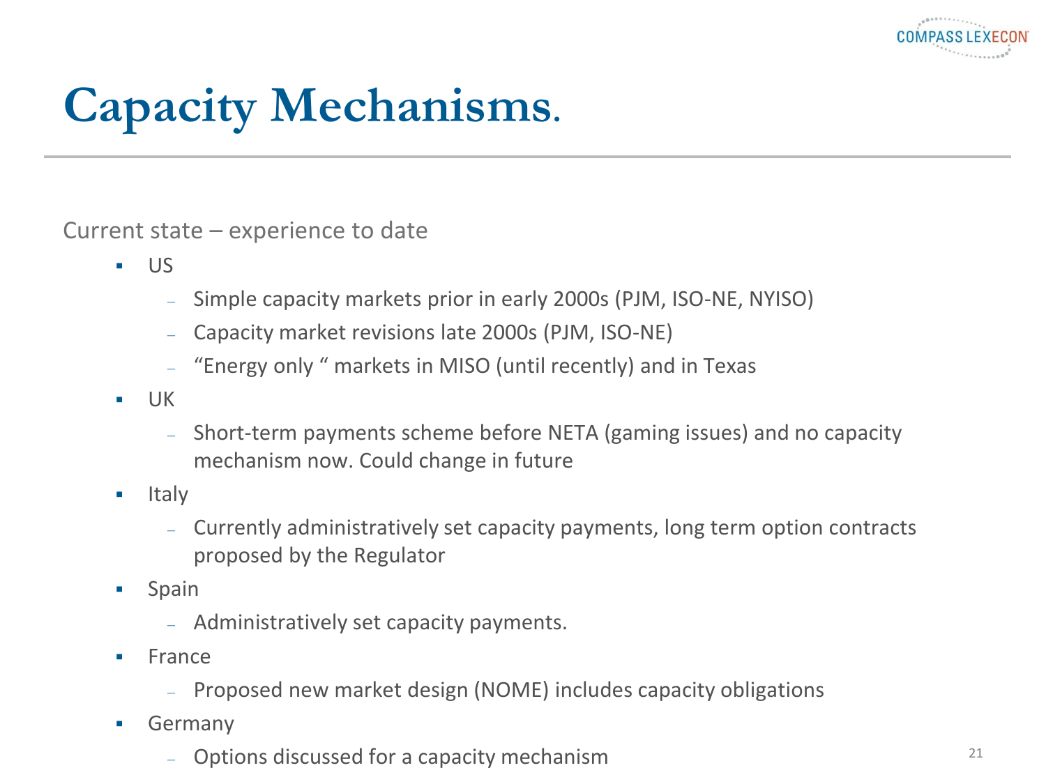# Capacity Mechanisms.

Current state – experience to date

- US
  - Simple capacity markets prior in early 2000s (PJM, ISO-NE, NYISO)
  - Capacity market revisions late 2000s (PJM, ISO-NE)
  - "Energy only " markets in MISO (until recently) and in Texas
- UK
  - Short-term payments scheme before NETA (gaming issues) and no capacity mechanism now. Could change in future
- Italy
  - Currently administratively set capacity payments, long term option contracts proposed by the Regulator
- Spain
  - Administratively set capacity payments.
- France
  - Proposed new market design (NOME) includes capacity obligations
- Germany
  - Options discussed for a capacity mechanism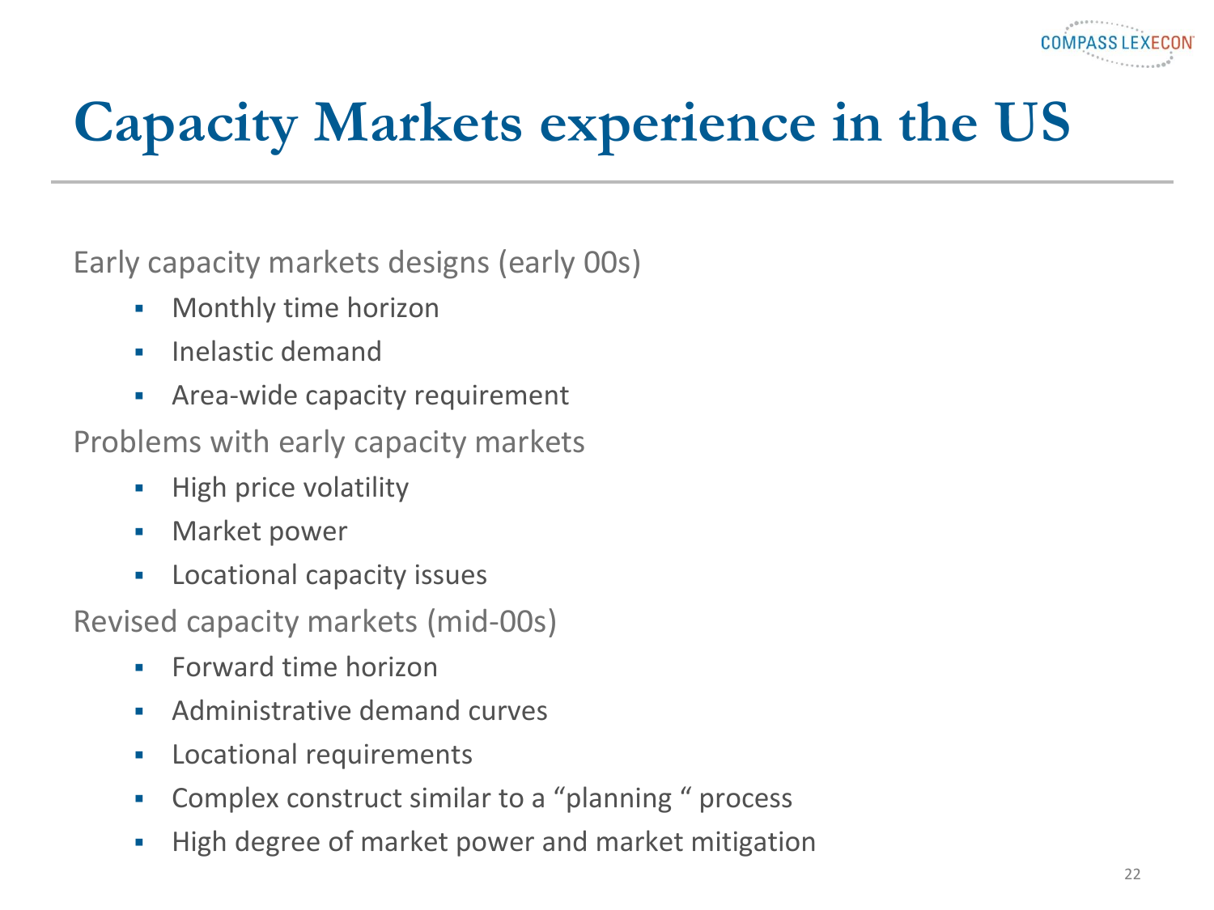# Capacity Markets experience in the US

Early capacity markets designs (early 00s)

- Monthly time horizon
- Inelastic demand
- Area-wide capacity requirement

Problems with early capacity markets

- High price volatility
- Market power
- Locational capacity issues

Revised capacity markets (mid-00s)

- Forward time horizon
- Administrative demand curves
- Locational requirements
- Complex construct similar to a “planning “ process
- High degree of market power and market mitigation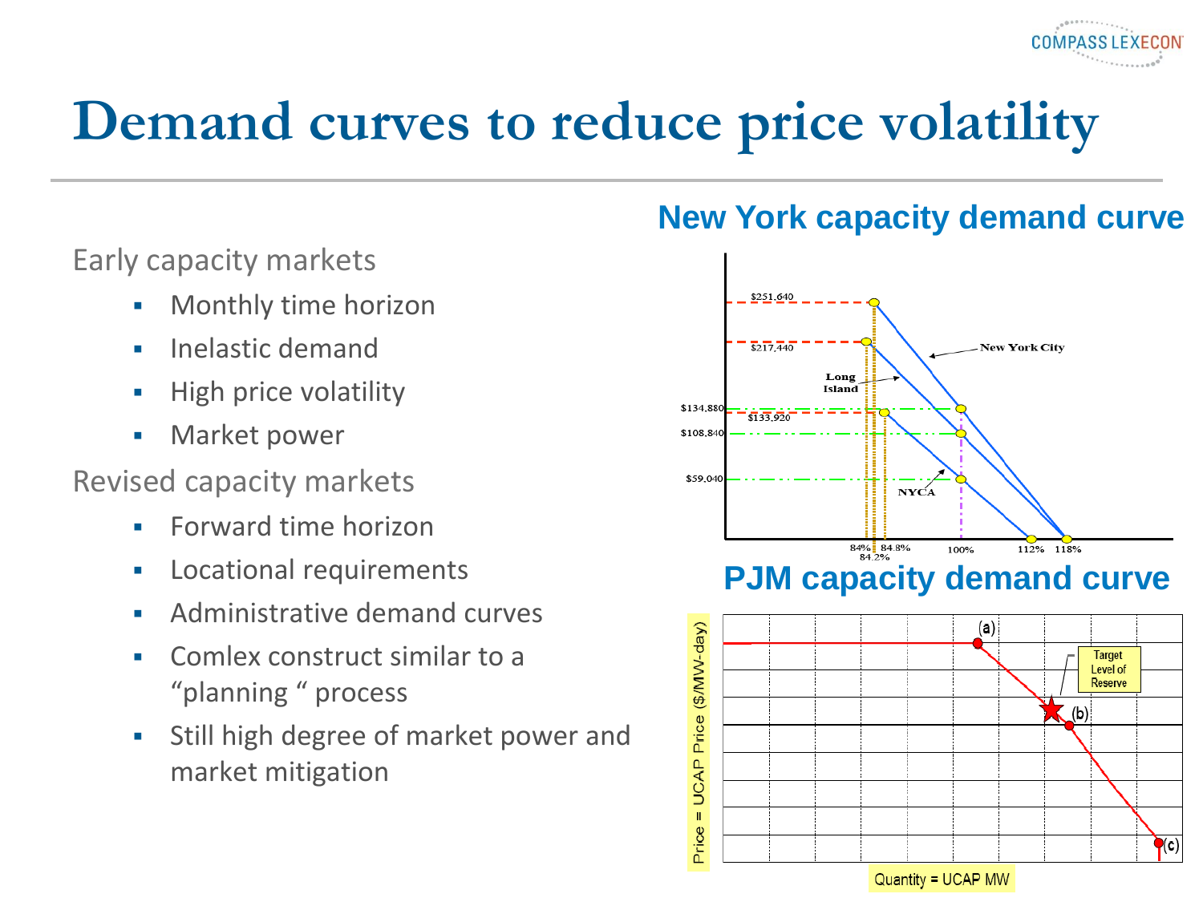# Demand curves to reduce price volatility

Early capacity markets

- Monthly time horizon
- Inelastic demand
- High price volatility
- Market power

Revised capacity markets

- Forward time horizon
- Locational requirements
- Administrative demand curves
- Comlex construct similar to a "planning " process
- Still high degree of market power and market mitigation

## New York capacity demand curve

## PJM capacity demand curve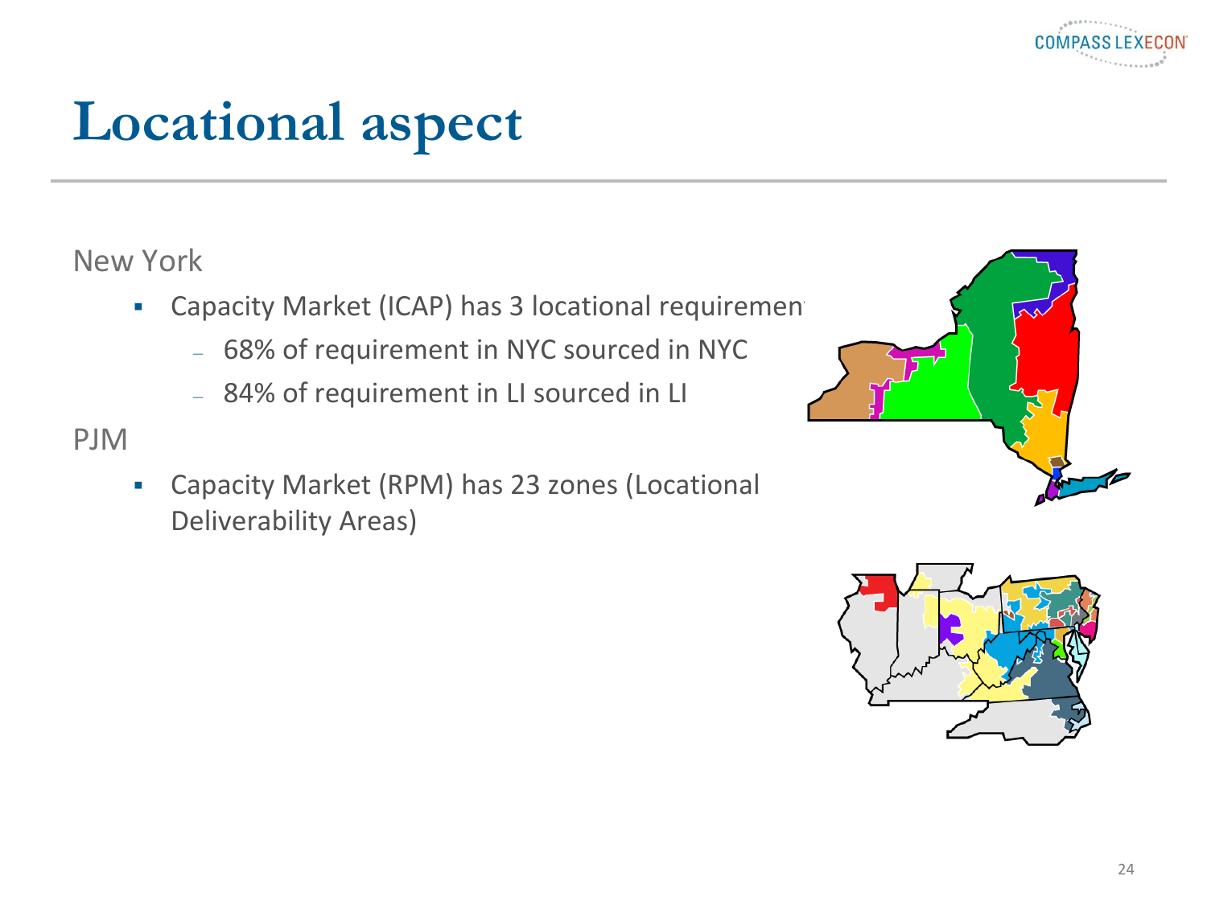# Locational aspect

New York

- Capacity Market (ICAP) has 3 locational requiremen
  - 68% of requirement in NYC sourced in NYC
  - 84% of requirement in LI sourced in LI

PJM

- Capacity Market (RPM) has 23 zones (Locational Deliverability Areas)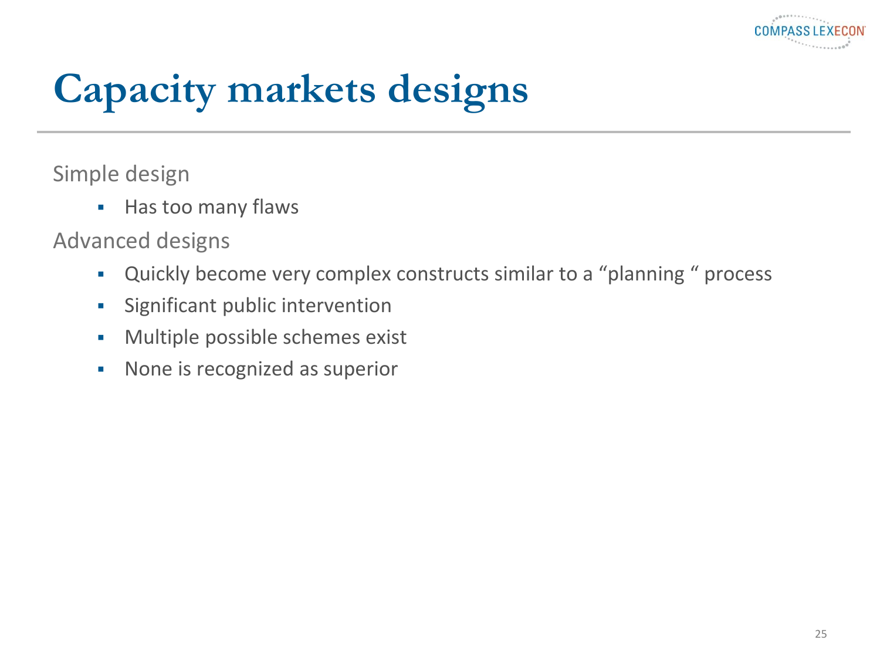# Capacity markets designs

Simple design

- Has too many flaws

Advanced designs

- Quickly become very complex constructs similar to a “planning “ process
- Significant public intervention
- Multiple possible schemes exist
- None is recognized as superior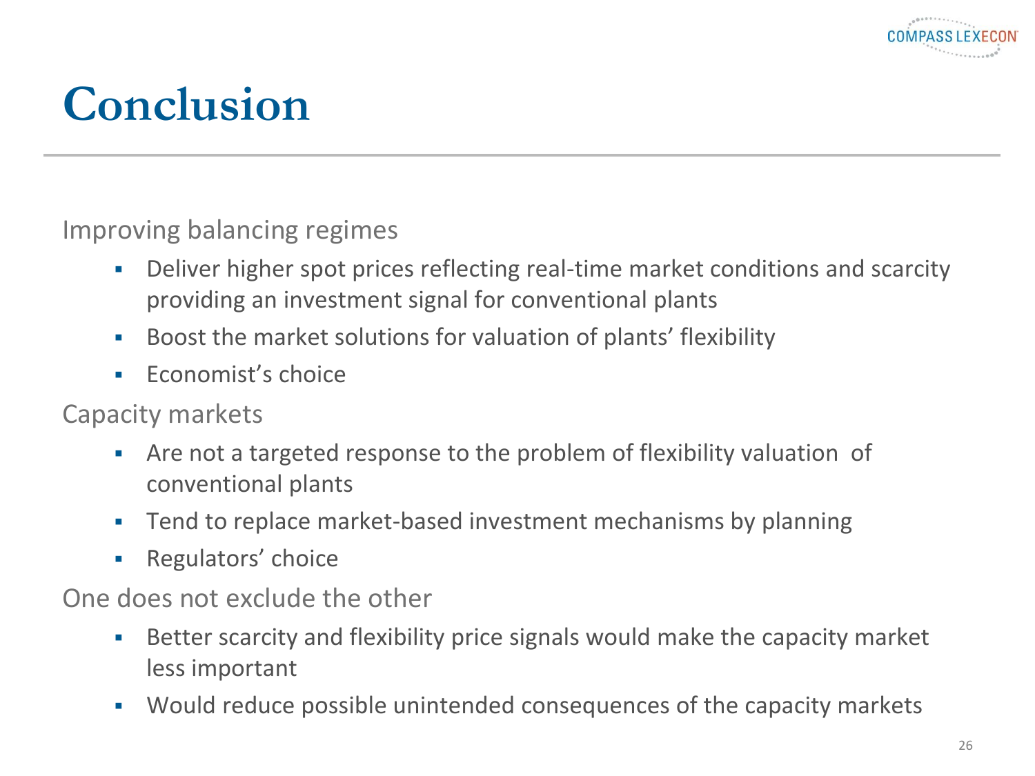# Conclusion

Improving balancing regimes

- Deliver higher spot prices reflecting real-time market conditions and scarcity providing an investment signal for conventional plants
- Boost the market solutions for valuation of plants' flexibility
- Economist's choice

Capacity markets

- Are not a targeted response to the problem of flexibility valuation of conventional plants
- Tend to replace market-based investment mechanisms by planning
- Regulators' choice

One does not exclude the other

- Better scarcity and flexibility price signals would make the capacity market less important
- Would reduce possible unintended consequences of the capacity markets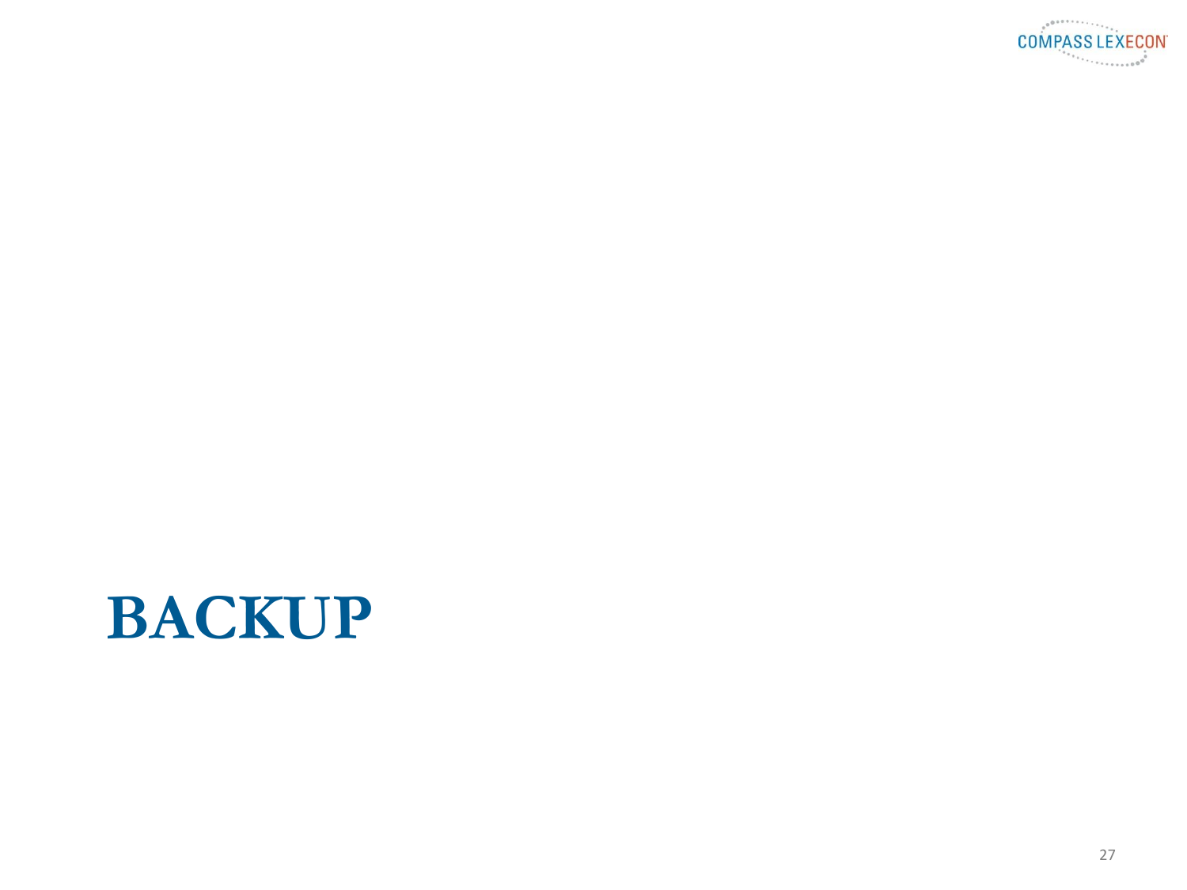# BACKUP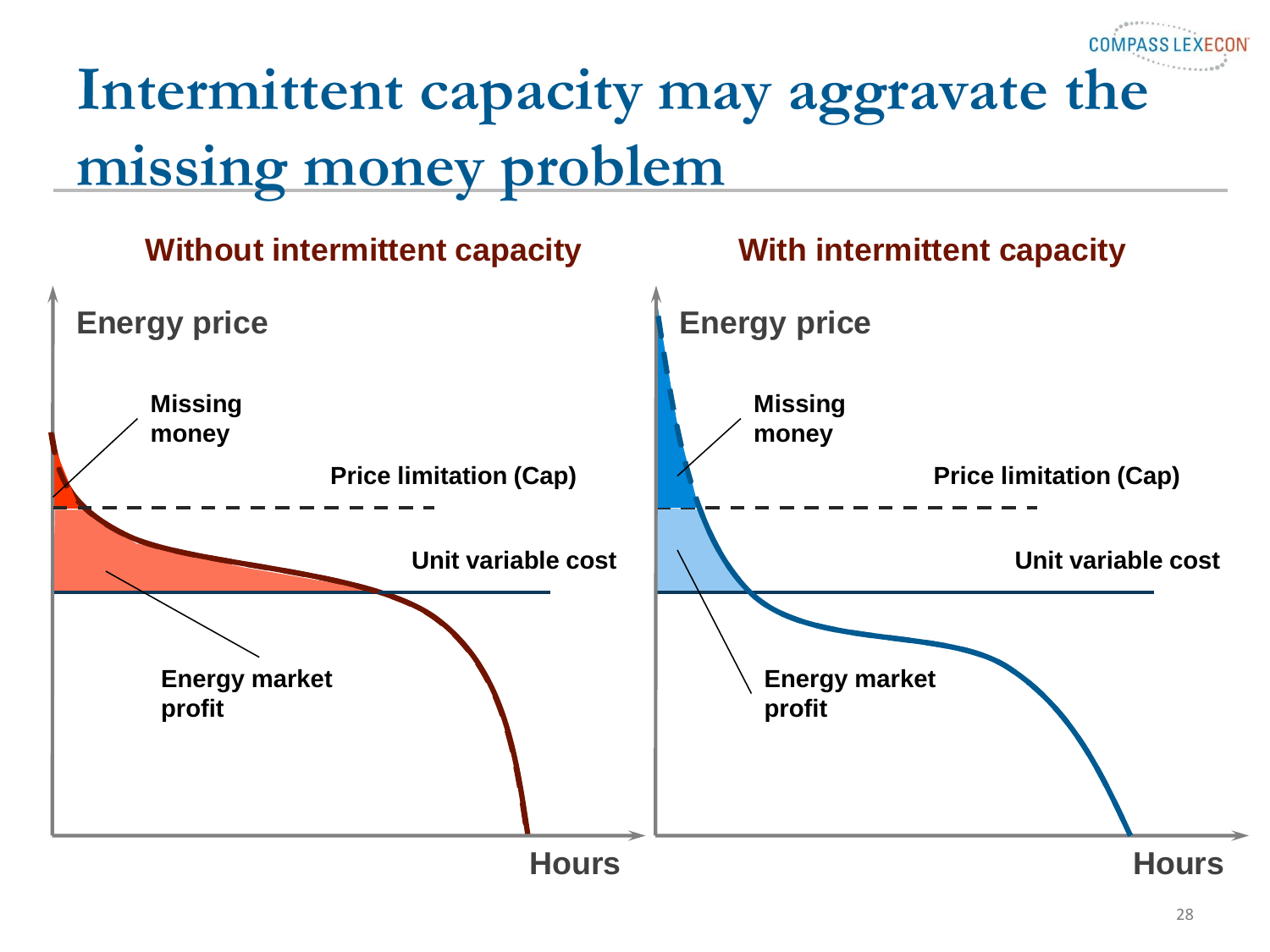# Intermittent capacity may aggravate the missing money problem

**Without intermittent capacity**

Energy price

Missing money

Price limitation (Cap)

Unit variable cost

Energy market profit

Hours

**With intermittent capacity**

Energy price

Missing money

Price limitation (Cap)

Unit variable cost

Energy market profit

Hours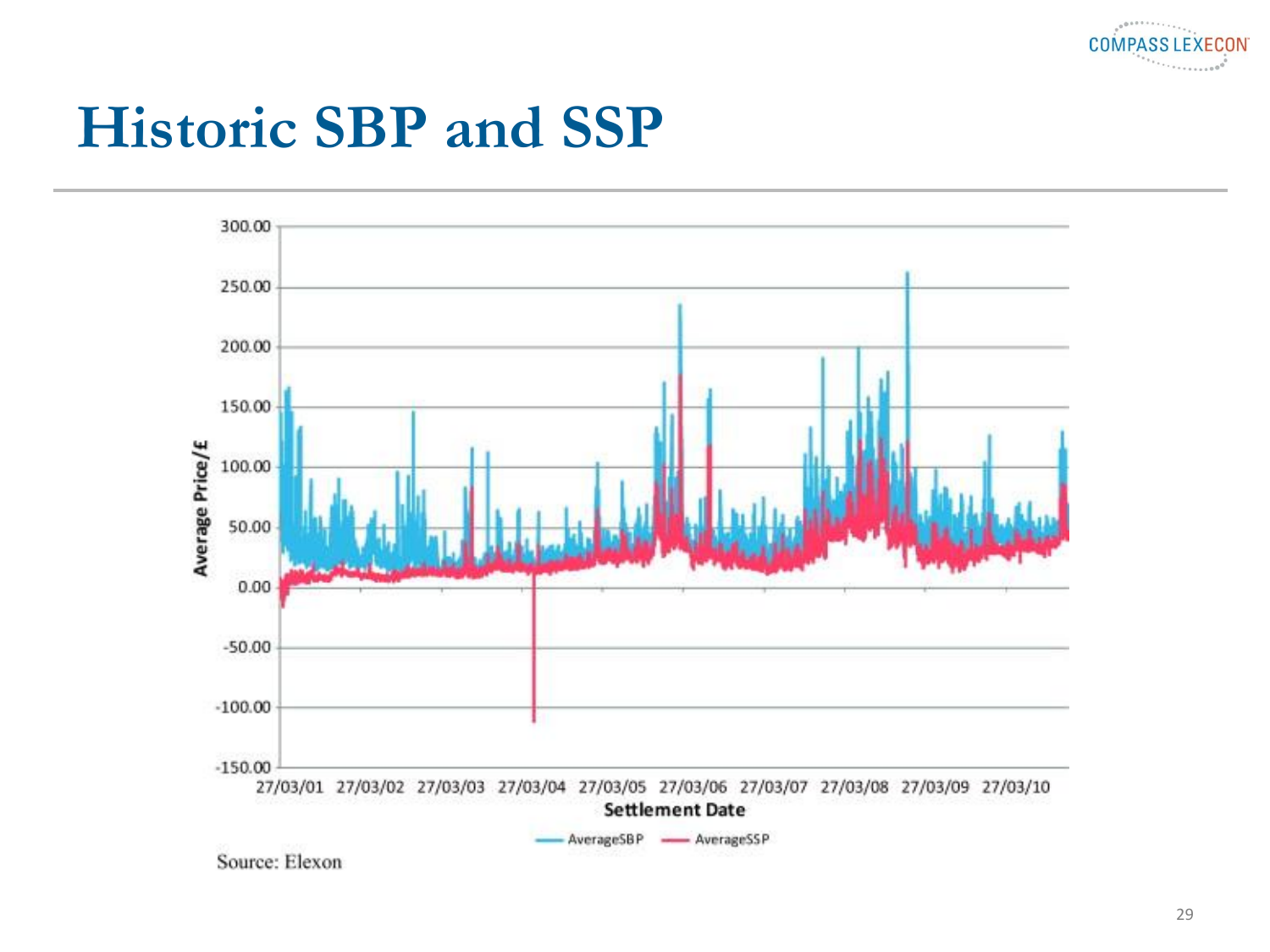# Historic SBP and SSP

Source: Elexon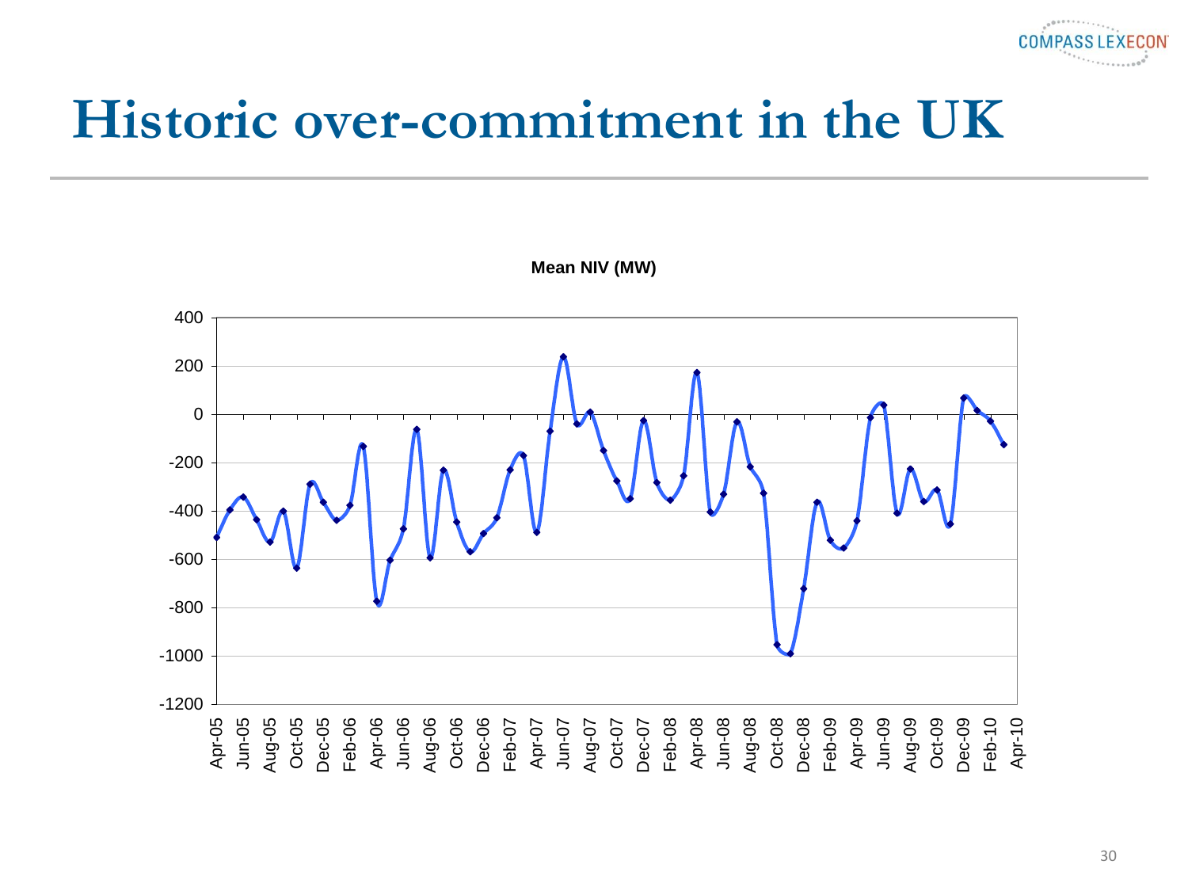# Historic over-commitment in the UK

Mean NIV (MW)

400
200
0
-200
-400
-600
-800
-1000
-1200

Apr-05
Jun-05
Aug-05
Oct-05
Dec-05
Feb-06
Apr-06
Jun-06
Aug-06
Oct-06
Dec-06
Feb-07
Apr-07
Jun-07
Aug-07
Oct-07
Dec-07
Feb-08
Apr-08
Jun-08
Aug-08
Oct-08
Dec-08
Feb-09
Apr-09
Jun-09
Aug-09
Oct-09
Dec-09
Feb-10
Apr-10